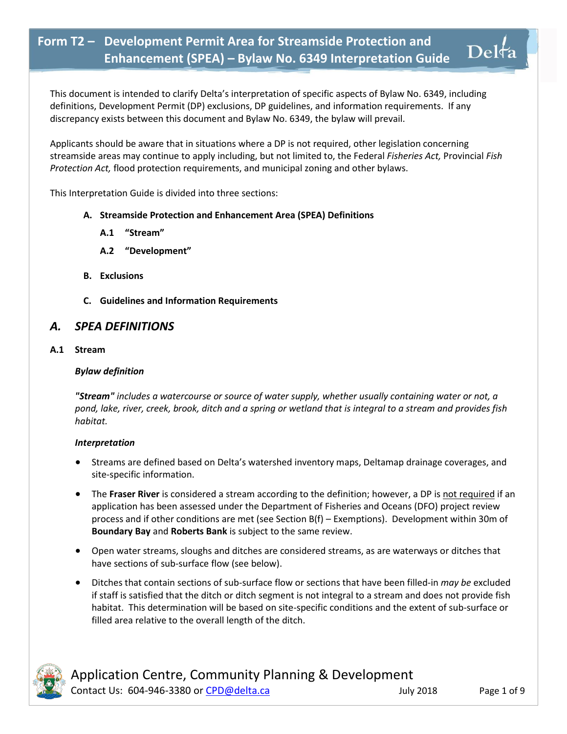# Form T2 – Development Permit Area for Streamside Protection and Enhancement (SPEA) – Bylaw No. 6349 Interpretation Guide

This document is intended to clarify Delta's interpretation of specific aspects of Bylaw No. 6349, including definitions, Development Permit (DP) exclusions, DP guidelines, and information requirements. If any discrepancy exists between this document and Bylaw No. 6349, the bylaw will prevail.

Applicants should be aware that in situations where a DP is not required, other legislation concerning streamside areas may continue to apply including, but not limited to, the Federal *Fisheries Act,* Provincial *Fish Protection Act,* flood protection requirements, and municipal zoning and other bylaws.

This Interpretation Guide is divided into three sections:

- **A. Streamside Protection and Enhancement Area (SPEA) Definitions**
  - **A.1 "Stream"**
  - **A.2 "Development"**
- **B. Exclusions**
- **C. Guidelines and Information Requirements**

## *A. SPEA DEFINITIONS*

### A.1 Stream

***Bylaw definition***

***"Stream"*** *includes a watercourse or source of water supply, whether usually containing water or not, a pond, lake, river, creek, brook, ditch and a spring or wetland that is integral to a stream and provides fish habitat.*

***Interpretation***

- Streams are defined based on Delta's watershed inventory maps, Deltamap drainage coverages, and site-specific information.
- The **Fraser River** is considered a stream according to the definition; however, a DP is <u>not required</u> if an application has been assessed under the Department of Fisheries and Oceans (DFO) project review process and if other conditions are met (see Section B(f) – Exemptions). Development within 30m of **Boundary Bay** and **Roberts Bank** is subject to the same review.
- Open water streams, sloughs and ditches are considered streams, as are waterways or ditches that have sections of sub-surface flow (see below).
- Ditches that contain sections of sub-surface flow or sections that have been filled-in *may be* excluded if staff is satisfied that the ditch or ditch segment is not integral to a stream and does not provide fish habitat. This determination will be based on site-specific conditions and the extent of sub-surface or filled area relative to the overall length of the ditch.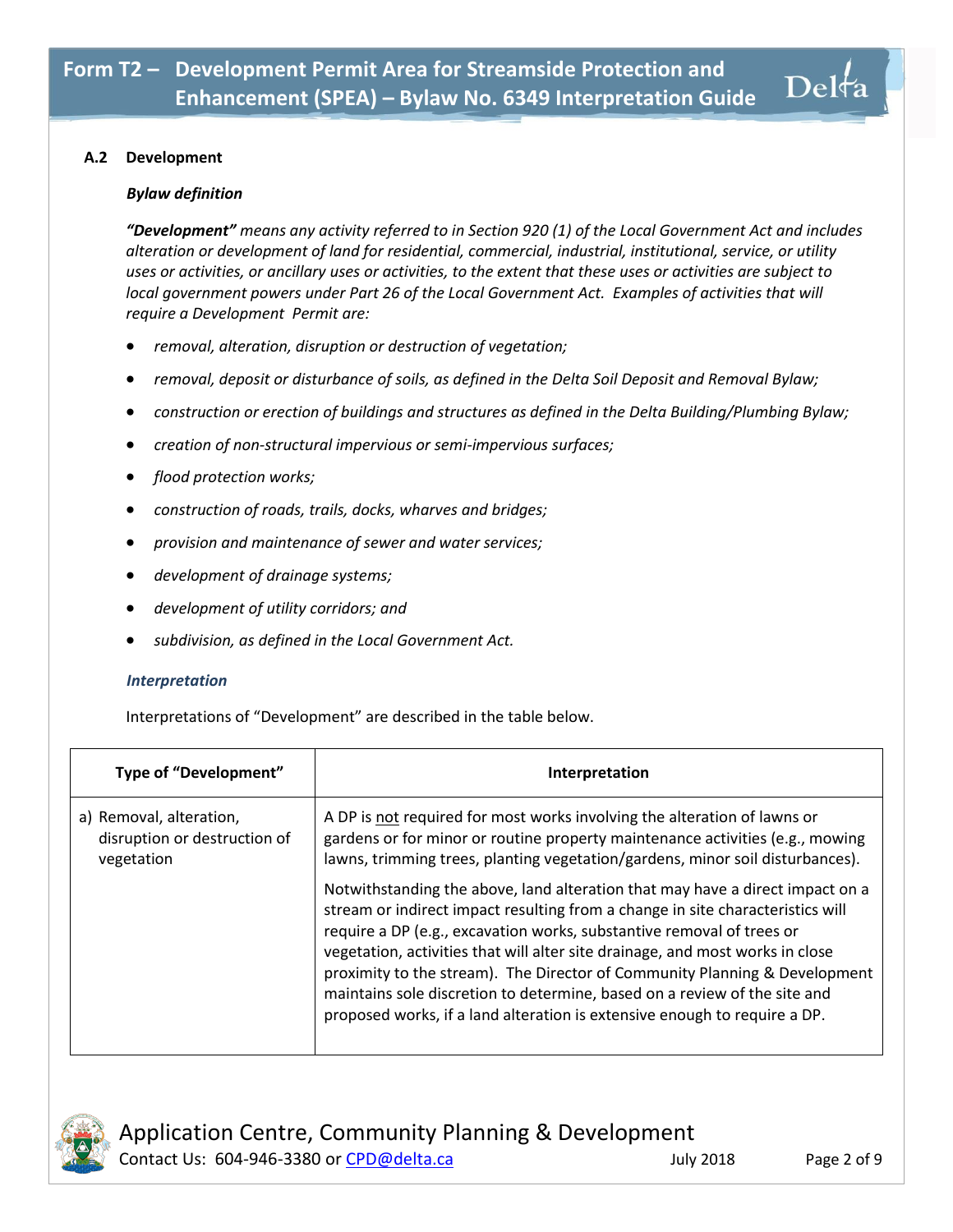### A.2 Development

***Bylaw definition***

***"Development"*** *means any activity referred to in Section 920 (1) of the Local Government Act and includes alteration or development of land for residential, commercial, industrial, institutional, service, or utility uses or activities, or ancillary uses or activities, to the extent that these uses or activities are subject to local government powers under Part 26 of the Local Government Act. Examples of activities that will require a Development Permit are:*

- *removal, alteration, disruption or destruction of vegetation;*
- *removal, deposit or disturbance of soils, as defined in the Delta Soil Deposit and Removal Bylaw;*
- *construction or erection of buildings and structures as defined in the Delta Building/Plumbing Bylaw;*
- *creation of non-structural impervious or semi-impervious surfaces;*
- *flood protection works;*
- *construction of roads, trails, docks, wharves and bridges;*
- *provision and maintenance of sewer and water services;*
- *development of drainage systems;*
- *development of utility corridors; and*
- *subdivision, as defined in the Local Government Act.*

***Interpretation***

Interpretations of "Development" are described in the table below.

| Type of "Development" | Interpretation |
|---|---|
| a) Removal, alteration, disruption or destruction of vegetation | A DP is not required for most works involving the alteration of lawns or gardens or for minor or routine property maintenance activities (e.g., mowing lawns, trimming trees, planting vegetation/gardens, minor soil disturbances).<br><br>Notwithstanding the above, land alteration that may have a direct impact on a stream or indirect impact resulting from a change in site characteristics will require a DP (e.g., excavation works, substantive removal of trees or vegetation, activities that will alter site drainage, and most works in close proximity to the stream). The Director of Community Planning & Development maintains sole discretion to determine, based on a review of the site and proposed works, if a land alteration is extensive enough to require a DP. |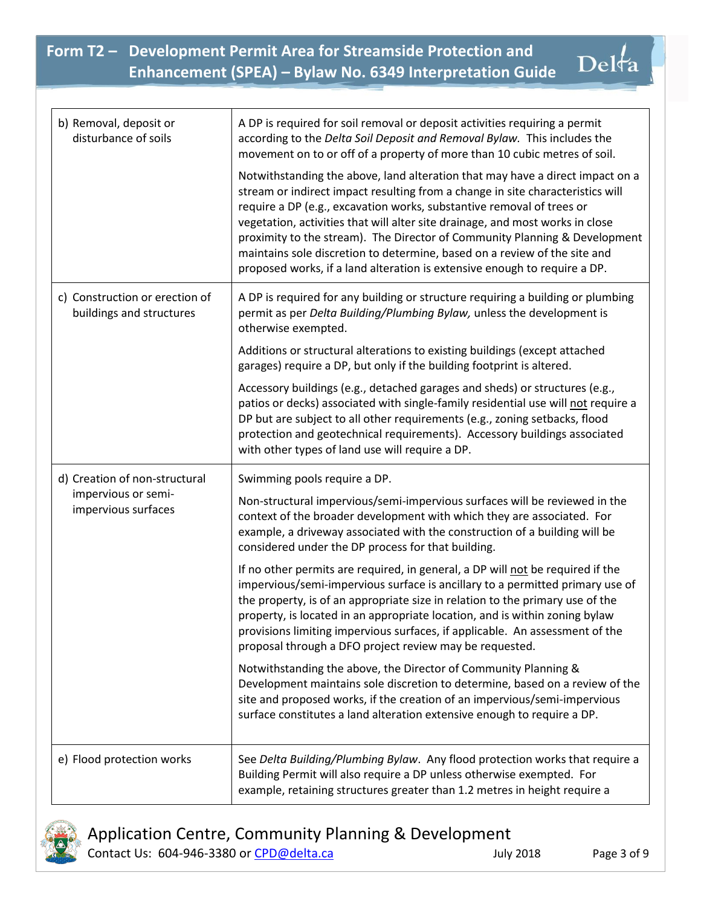| | |
|---|---|
| b) Removal, deposit or disturbance of soils | A DP is required for soil removal or deposit activities requiring a permit according to the *Delta Soil Deposit and Removal Bylaw*. This includes the movement on to or off of a property of more than 10 cubic metres of soil.<br><br>Notwithstanding the above, land alteration that may have a direct impact on a stream or indirect impact resulting from a change in site characteristics will require a DP (e.g., excavation works, substantive removal of trees or vegetation, activities that will alter site drainage, and most works in close proximity to the stream). The Director of Community Planning & Development maintains sole discretion to determine, based on a review of the site and proposed works, if a land alteration is extensive enough to require a DP. |
| c) Construction or erection of buildings and structures | A DP is required for any building or structure requiring a building or plumbing permit as per *Delta Building/Plumbing Bylaw,* unless the development is otherwise exempted.<br><br>Additions or structural alterations to existing buildings (except attached garages) require a DP, but only if the building footprint is altered.<br><br>Accessory buildings (e.g., detached garages and sheds) or structures (e.g., patios or decks) associated with single-family residential use will <u>not</u> require a DP but are subject to all other requirements (e.g., zoning setbacks, flood protection and geotechnical requirements). Accessory buildings associated with other types of land use will require a DP. |
| d) Creation of non-structural impervious or semi-impervious surfaces | Swimming pools require a DP.<br><br>Non-structural impervious/semi-impervious surfaces will be reviewed in the context of the broader development with which they are associated. For example, a driveway associated with the construction of a building will be considered under the DP process for that building.<br><br>If no other permits are required, in general, a DP will <u>not</u> be required if the impervious/semi-impervious surface is ancillary to a permitted primary use of the property, is of an appropriate size in relation to the primary use of the property, is located in an appropriate location, and is within zoning bylaw provisions limiting impervious surfaces, if applicable. An assessment of the proposal through a DFO project review may be requested.<br><br>Notwithstanding the above, the Director of Community Planning & Development maintains sole discretion to determine, based on a review of the site and proposed works, if the creation of an impervious/semi-impervious surface constitutes a land alteration extensive enough to require a DP. |
| e) Flood protection works | See *Delta Building/Plumbing Bylaw*. Any flood protection works that require a Building Permit will also require a DP unless otherwise exempted. For example, retaining structures greater than 1.2 metres in height require a |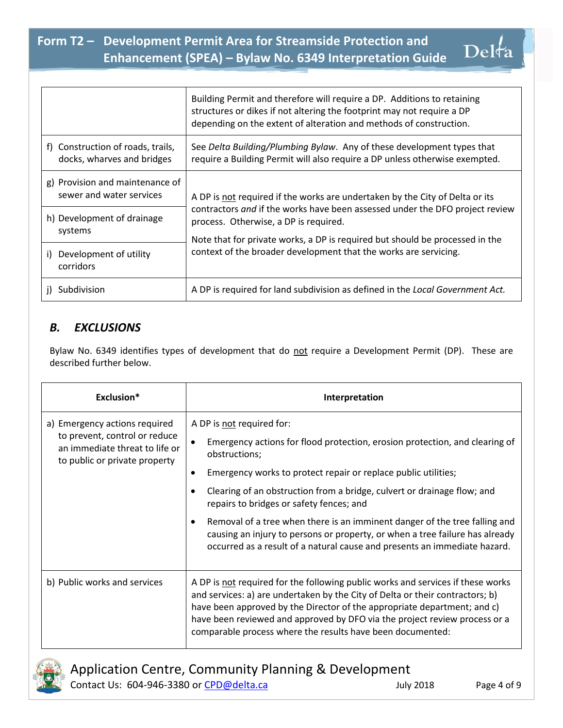| | |
|---|---|
| | Building Permit and therefore will require a DP. Additions to retaining structures or dikes if not altering the footprint may not require a DP depending on the extent of alteration and methods of construction. |
| f) Construction of roads, trails, docks, wharves and bridges | See *Delta Building/Plumbing Bylaw*. Any of these development types that require a Building Permit will also require a DP unless otherwise exempted. |
| g) Provision and maintenance of sewer and water services | A DP is not required if the works are undertaken by the City of Delta or its contractors *and* if the works have been assessed under the DFO project review process. Otherwise, a DP is required.<br><br>Note that for private works, a DP is required but should be processed in the context of the broader development that the works are servicing. |
| h) Development of drainage systems | |
| i) Development of utility corridors | |
| j) Subdivision | A DP is required for land subdivision as defined in the *Local Government Act.* |

## *B. EXCLUSIONS*

Bylaw No. 6349 identifies types of development that do not require a Development Permit (DP). These are described further below.

| Exclusion* | Interpretation |
|---|---|
| a) Emergency actions required to prevent, control or reduce an immediate threat to life or to public or private property | A DP is not required for:<br>• Emergency actions for flood protection, erosion protection, and clearing of obstructions;<br>• Emergency works to protect repair or replace public utilities;<br>• Clearing of an obstruction from a bridge, culvert or drainage flow; and repairs to bridges or safety fences; and<br>• Removal of a tree when there is an imminent danger of the tree falling and causing an injury to persons or property, or when a tree failure has already occurred as a result of a natural cause and presents an immediate hazard. |
| b) Public works and services | A DP is not required for the following public works and services if these works and services: a) are undertaken by the City of Delta or their contractors; b) have been approved by the Director of the appropriate department; and c) have been reviewed and approved by DFO via the project review process or a comparable process where the results have been documented: |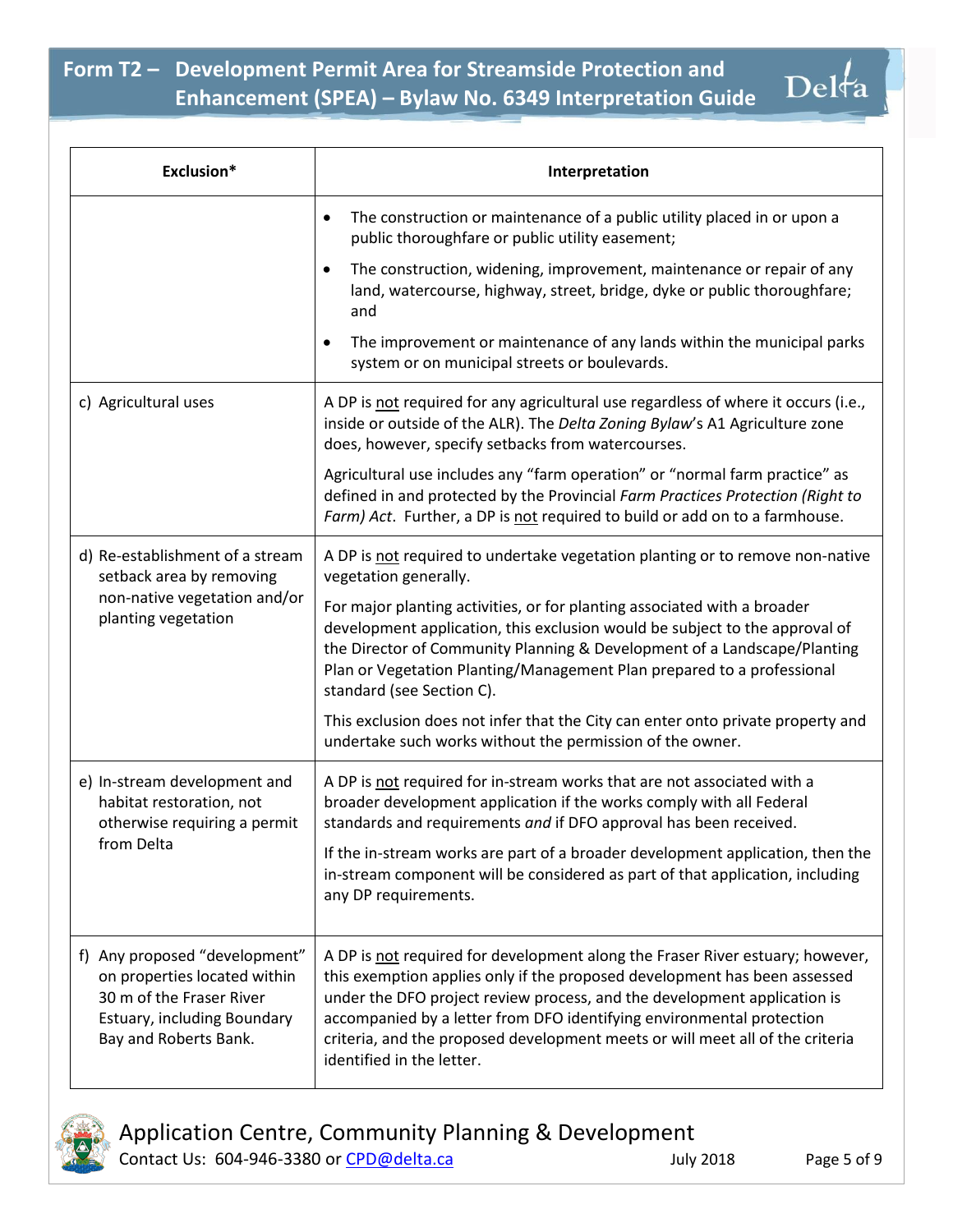| Exclusion* | Interpretation |
|---|---|
| | • The construction or maintenance of a public utility placed in or upon a public thoroughfare or public utility easement;<br>• The construction, widening, improvement, maintenance or repair of any land, watercourse, highway, street, bridge, dyke or public thoroughfare; and<br>• The improvement or maintenance of any lands within the municipal parks system or on municipal streets or boulevards. |
| c) Agricultural uses | A DP is not required for any agricultural use regardless of where it occurs (i.e., inside or outside of the ALR). The *Delta Zoning Bylaw*'s A1 Agriculture zone does, however, specify setbacks from watercourses.<br><br>Agricultural use includes any "farm operation" or "normal farm practice" as defined in and protected by the Provincial *Farm Practices Protection (Right to Farm) Act*. Further, a DP is not required to build or add on to a farmhouse. |
| d) Re-establishment of a stream setback area by removing non-native vegetation and/or planting vegetation | A DP is not required to undertake vegetation planting or to remove non-native vegetation generally.<br><br>For major planting activities, or for planting associated with a broader development application, this exclusion would be subject to the approval of the Director of Community Planning & Development of a Landscape/Planting Plan or Vegetation Planting/Management Plan prepared to a professional standard (see Section C).<br><br>This exclusion does not infer that the City can enter onto private property and undertake such works without the permission of the owner. |
| e) In-stream development and habitat restoration, not otherwise requiring a permit from Delta | A DP is not required for in-stream works that are not associated with a broader development application if the works comply with all Federal standards and requirements *and* if DFO approval has been received.<br><br>If the in-stream works are part of a broader development application, then the in-stream component will be considered as part of that application, including any DP requirements. |
| f) Any proposed "development" on properties located within 30 m of the Fraser River Estuary, including Boundary Bay and Roberts Bank. | A DP is not required for development along the Fraser River estuary; however, this exemption applies only if the proposed development has been assessed under the DFO project review process, and the development application is accompanied by a letter from DFO identifying environmental protection criteria, and the proposed development meets or will meet all of the criteria identified in the letter. |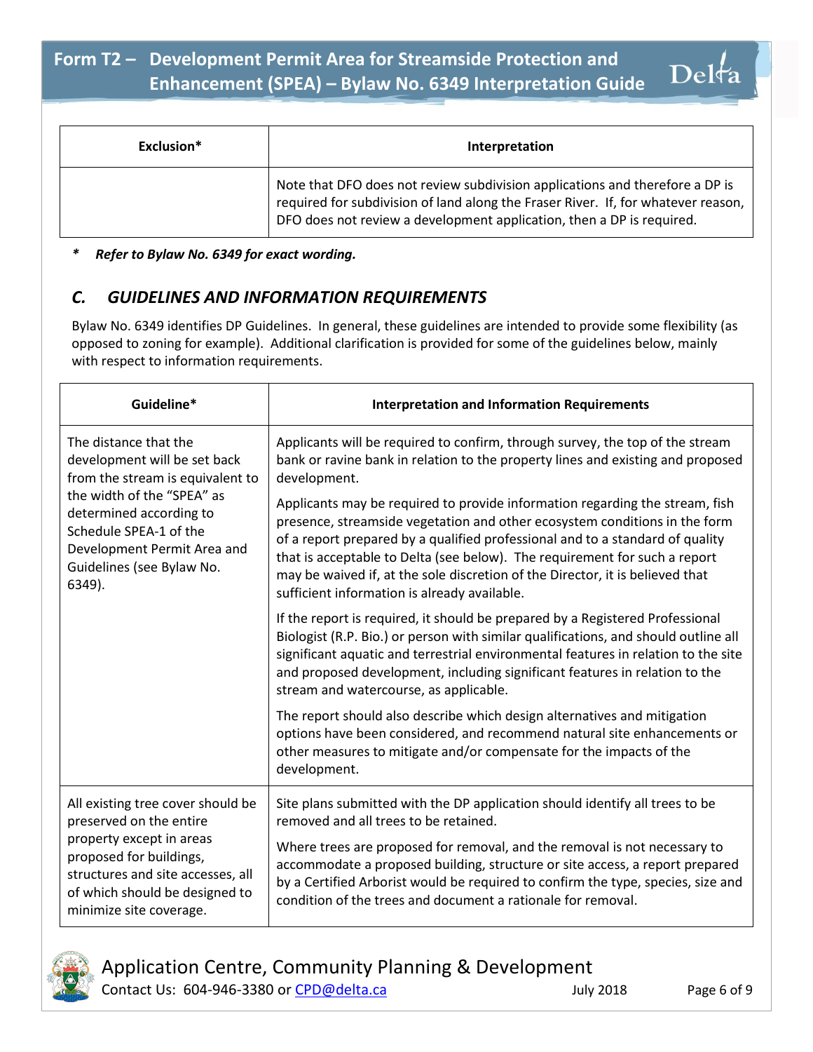| Exclusion* | Interpretation |
|---|---|
| | Note that DFO does not review subdivision applications and therefore a DP is required for subdivision of land along the Fraser River. If, for whatever reason, DFO does not review a development application, then a DP is required. |

*   ***Refer to Bylaw No. 6349 for exact wording.***

## *C. GUIDELINES AND INFORMATION REQUIREMENTS*

Bylaw No. 6349 identifies DP Guidelines. In general, these guidelines are intended to provide some flexibility (as opposed to zoning for example). Additional clarification is provided for some of the guidelines below, mainly with respect to information requirements.

| Guideline* | Interpretation and Information Requirements |
|---|---|
| The distance that the development will be set back from the stream is equivalent to the width of the "SPEA" as determined according to Schedule SPEA-1 of the Development Permit Area and Guidelines (see Bylaw No. 6349). | Applicants will be required to confirm, through survey, the top of the stream bank or ravine bank in relation to the property lines and existing and proposed development.<br><br>Applicants may be required to provide information regarding the stream, fish presence, streamside vegetation and other ecosystem conditions in the form of a report prepared by a qualified professional and to a standard of quality that is acceptable to Delta (see below). The requirement for such a report may be waived if, at the sole discretion of the Director, it is believed that sufficient information is already available.<br><br>If the report is required, it should be prepared by a Registered Professional Biologist (R.P. Bio.) or person with similar qualifications, and should outline all significant aquatic and terrestrial environmental features in relation to the site and proposed development, including significant features in relation to the stream and watercourse, as applicable.<br><br>The report should also describe which design alternatives and mitigation options have been considered, and recommend natural site enhancements or other measures to mitigate and/or compensate for the impacts of the development. |
| All existing tree cover should be preserved on the entire property except in areas proposed for buildings, structures and site accesses, all of which should be designed to minimize site coverage. | Site plans submitted with the DP application should identify all trees to be removed and all trees to be retained.<br><br>Where trees are proposed for removal, and the removal is not necessary to accommodate a proposed building, structure or site access, a report prepared by a Certified Arborist would be required to confirm the type, species, size and condition of the trees and document a rationale for removal. |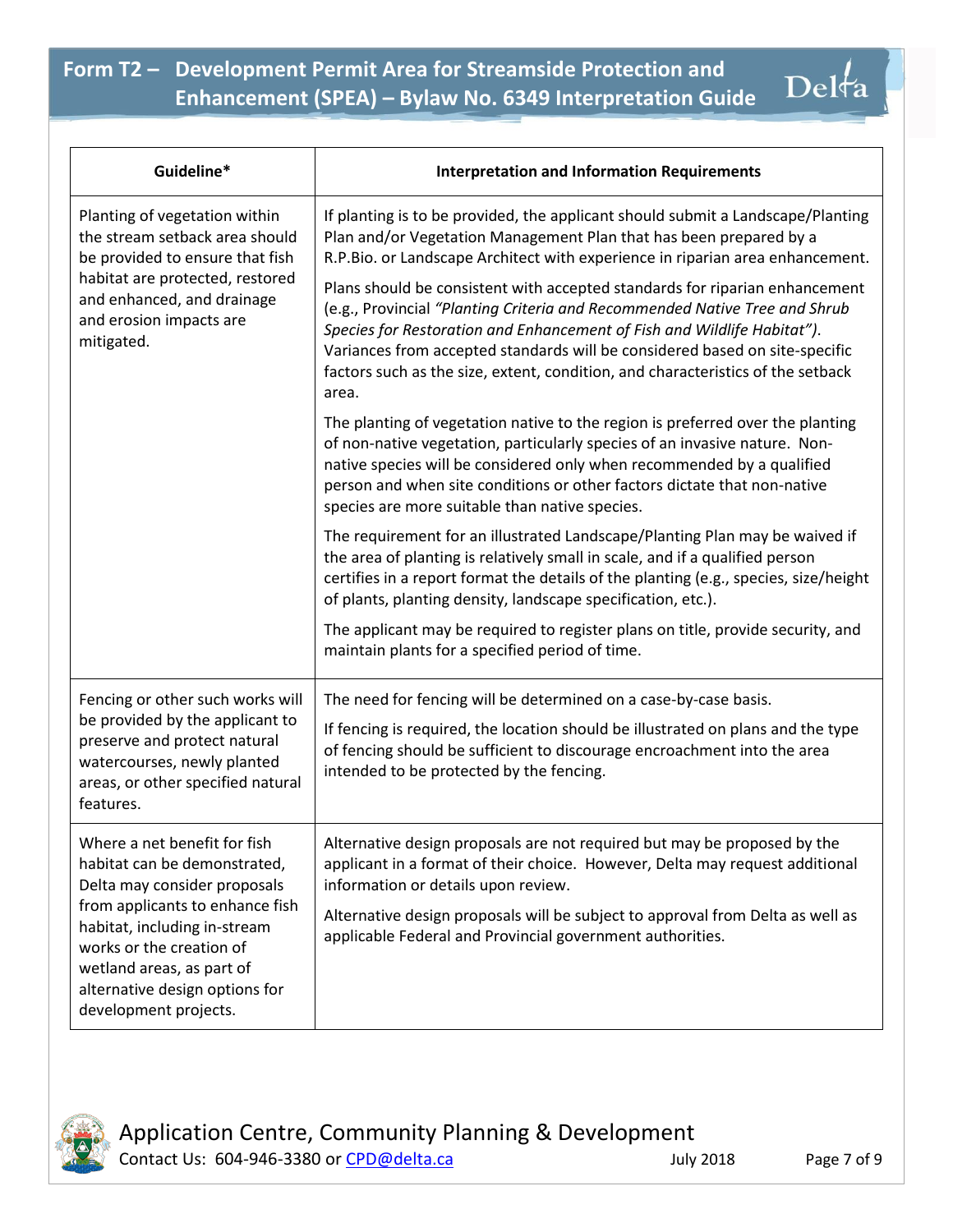| Guideline* | Interpretation and Information Requirements |
|---|---|
| Planting of vegetation within the stream setback area should be provided to ensure that fish habitat are protected, restored and enhanced, and drainage and erosion impacts are mitigated. | If planting is to be provided, the applicant should submit a Landscape/Planting Plan and/or Vegetation Management Plan that has been prepared by a R.P.Bio. or Landscape Architect with experience in riparian area enhancement.<br><br>Plans should be consistent with accepted standards for riparian enhancement (e.g., Provincial *"Planting Criteria and Recommended Native Tree and Shrub Species for Restoration and Enhancement of Fish and Wildlife Habitat")*. Variances from accepted standards will be considered based on site-specific factors such as the size, extent, condition, and characteristics of the setback area.<br><br>The planting of vegetation native to the region is preferred over the planting of non-native vegetation, particularly species of an invasive nature. Non-native species will be considered only when recommended by a qualified person and when site conditions or other factors dictate that non-native species are more suitable than native species.<br><br>The requirement for an illustrated Landscape/Planting Plan may be waived if the area of planting is relatively small in scale, and if a qualified person certifies in a report format the details of the planting (e.g., species, size/height of plants, planting density, landscape specification, etc.).<br><br>The applicant may be required to register plans on title, provide security, and maintain plants for a specified period of time. |
| Fencing or other such works will be provided by the applicant to preserve and protect natural watercourses, newly planted areas, or other specified natural features. | The need for fencing will be determined on a case-by-case basis.<br><br>If fencing is required, the location should be illustrated on plans and the type of fencing should be sufficient to discourage encroachment into the area intended to be protected by the fencing. |
| Where a net benefit for fish habitat can be demonstrated, Delta may consider proposals from applicants to enhance fish habitat, including in-stream works or the creation of wetland areas, as part of alternative design options for development projects. | Alternative design proposals are not required but may be proposed by the applicant in a format of their choice. However, Delta may request additional information or details upon review.<br><br>Alternative design proposals will be subject to approval from Delta as well as applicable Federal and Provincial government authorities. |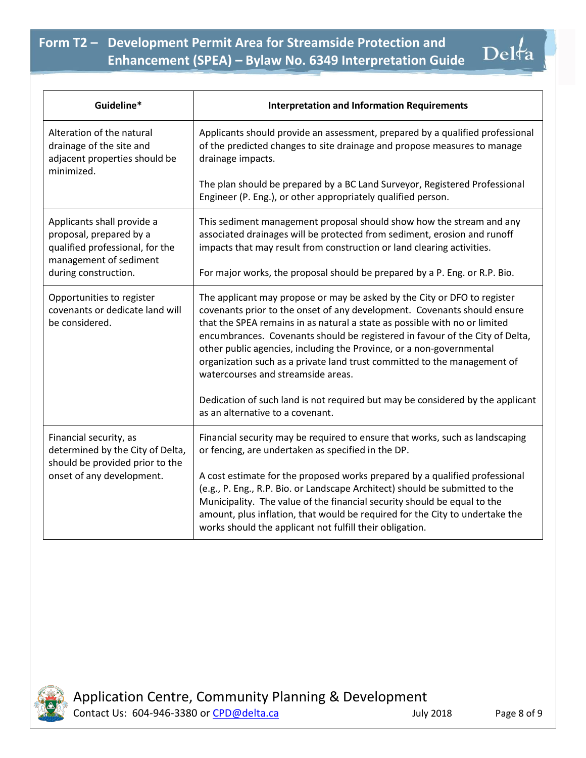| Guideline* | Interpretation and Information Requirements |
|---|---|
| Alteration of the natural drainage of the site and adjacent properties should be minimized. | Applicants should provide an assessment, prepared by a qualified professional of the predicted changes to site drainage and propose measures to manage drainage impacts.<br><br>The plan should be prepared by a BC Land Surveyor, Registered Professional Engineer (P. Eng.), or other appropriately qualified person. |
| Applicants shall provide a proposal, prepared by a qualified professional, for the management of sediment during construction. | This sediment management proposal should show how the stream and any associated drainages will be protected from sediment, erosion and runoff impacts that may result from construction or land clearing activities.<br><br>For major works, the proposal should be prepared by a P. Eng. or R.P. Bio. |
| Opportunities to register covenants or dedicate land will be considered. | The applicant may propose or may be asked by the City or DFO to register covenants prior to the onset of any development. Covenants should ensure that the SPEA remains in as natural a state as possible with no or limited encumbrances. Covenants should be registered in favour of the City of Delta, other public agencies, including the Province, or a non-governmental organization such as a private land trust committed to the management of watercourses and streamside areas.<br><br>Dedication of such land is not required but may be considered by the applicant as an alternative to a covenant. |
| Financial security, as determined by the City of Delta, should be provided prior to the onset of any development. | Financial security may be required to ensure that works, such as landscaping or fencing, are undertaken as specified in the DP.<br><br>A cost estimate for the proposed works prepared by a qualified professional (e.g., P. Eng., R.P. Bio. or Landscape Architect) should be submitted to the Municipality. The value of the financial security should be equal to the amount, plus inflation, that would be required for the City to undertake the works should the applicant not fulfill their obligation. |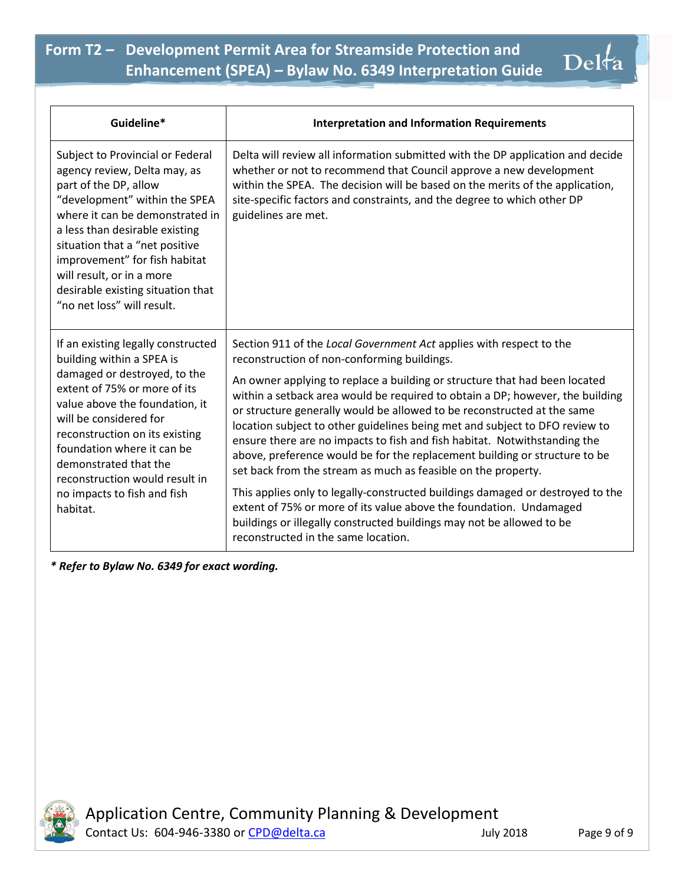| Guideline* | Interpretation and Information Requirements |
| --- | --- |
| Subject to Provincial or Federal agency review, Delta may, as part of the DP, allow "development" within the SPEA where it can be demonstrated in a less than desirable existing situation that a "net positive improvement" for fish habitat will result, or in a more desirable existing situation that "no net loss" will result. | Delta will review all information submitted with the DP application and decide whether or not to recommend that Council approve a new development within the SPEA. The decision will be based on the merits of the application, site-specific factors and constraints, and the degree to which other DP guidelines are met. |
| If an existing legally constructed building within a SPEA is damaged or destroyed, to the extent of 75% or more of its value above the foundation, it will be considered for reconstruction on its existing foundation where it can be demonstrated that the reconstruction would result in no impacts to fish and fish habitat. | Section 911 of the *Local Government Act* applies with respect to the reconstruction of non-conforming buildings.<br><br>An owner applying to replace a building or structure that had been located within a setback area would be required to obtain a DP; however, the building or structure generally would be allowed to be reconstructed at the same location subject to other guidelines being met and subject to DFO review to ensure there are no impacts to fish and fish habitat. Notwithstanding the above, preference would be for the replacement building or structure to be set back from the stream as much as feasible on the property.<br><br>This applies only to legally-constructed buildings damaged or destroyed to the extent of 75% or more of its value above the foundation. Undamaged buildings or illegally constructed buildings may not be allowed to be reconstructed in the same location. |

***** Refer to Bylaw No. 6349 for exact wording.***